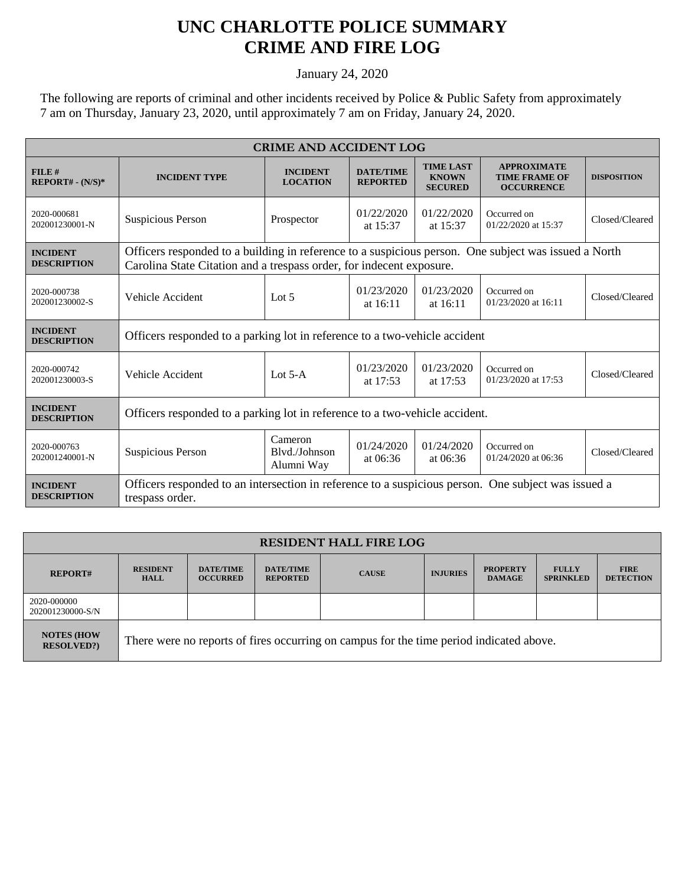# UNC CHARLOTTE POLICE SUMMARY
# CRIME AND FIRE LOG

January 24, 2020

The following are reports of criminal and other incidents received by Police & Public Safety from approximately 7 am on Thursday, January 23, 2020, until approximately 7 am on Friday, January 24, 2020.

| CRIME AND ACCIDENT LOG | | | | | | |
|---|---|---|---|---|---|---|
| **FILE # REPORT# - (N/S)*** | **INCIDENT TYPE** | **INCIDENT LOCATION** | **DATE/TIME REPORTED** | **TIME LAST KNOWN SECURED** | **APPROXIMATE TIME FRAME OF OCCURRENCE** | **DISPOSITION** |
| 2020-000681 202001230001-N | Suspicious Person | Prospector | 01/22/2020 at 15:37 | 01/22/2020 at 15:37 | Occurred on 01/22/2020 at 15:37 | Closed/Cleared |
| **INCIDENT DESCRIPTION** | Officers responded to a building in reference to a suspicious person. One subject was issued a North Carolina State Citation and a trespass order, for indecent exposure. | | | | | |
| 2020-000738 202001230002-S | Vehicle Accident | Lot 5 | 01/23/2020 at 16:11 | 01/23/2020 at 16:11 | Occurred on 01/23/2020 at 16:11 | Closed/Cleared |
| **INCIDENT DESCRIPTION** | Officers responded to a parking lot in reference to a two-vehicle accident | | | | | |
| 2020-000742 202001230003-S | Vehicle Accident | Lot 5-A | 01/23/2020 at 17:53 | 01/23/2020 at 17:53 | Occurred on 01/23/2020 at 17:53 | Closed/Cleared |
| **INCIDENT DESCRIPTION** | Officers responded to a parking lot in reference to a two-vehicle accident. | | | | | |
| 2020-000763 202001240001-N | Suspicious Person | Cameron Blvd./Johnson Alumni Way | 01/24/2020 at 06:36 | 01/24/2020 at 06:36 | Occurred on 01/24/2020 at 06:36 | Closed/Cleared |
| **INCIDENT DESCRIPTION** | Officers responded to an intersection in reference to a suspicious person. One subject was issued a trespass order. | | | | | |

| RESIDENT HALL FIRE LOG | | | | | | | | |
|---|---|---|---|---|---|---|---|---|
| **REPORT#** | **RESIDENT HALL** | **DATE/TIME OCCURRED** | **DATE/TIME REPORTED** | **CAUSE** | **INJURIES** | **PROPERTY DAMAGE** | **FULLY SPRINKLED** | **FIRE DETECTION** |
| 2020-000000 202001230000-S/N | | | | | | | | |
| **NOTES (HOW RESOLVED?)** | There were no reports of fires occurring on campus for the time period indicated above. | | | | | | | |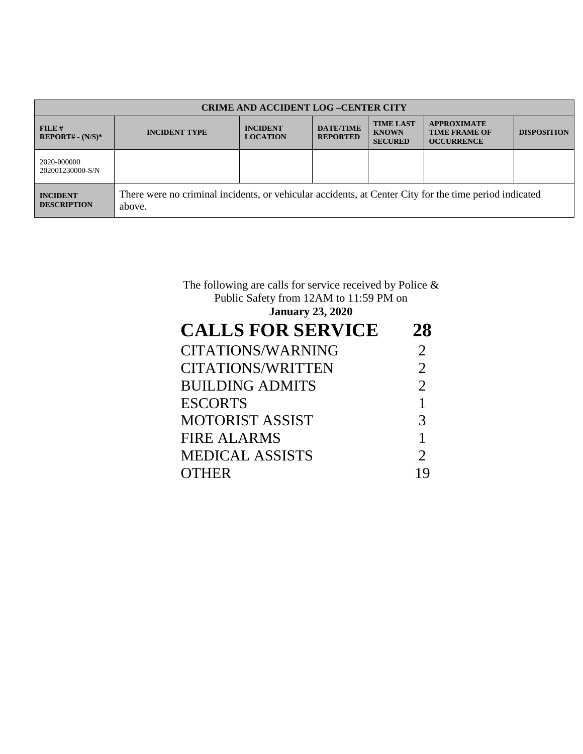| CRIME AND ACCIDENT LOG –CENTER CITY | | | | | | |
|---|---|---|---|---|---|---|
| **FILE # REPORT# - (N/S)*** | **INCIDENT TYPE** | **INCIDENT LOCATION** | **DATE/TIME REPORTED** | **TIME LAST KNOWN SECURED** | **APPROXIMATE TIME FRAME OF OCCURRENCE** | **DISPOSITION** |
| 2020-000000 202001230000-S/N | | | | | | |
| **INCIDENT DESCRIPTION** | There were no criminal incidents, or vehicular accidents, at Center City for the time period indicated above. | | | | | |

The following are calls for service received by Police & Public Safety from 12AM to 11:59 PM on

**January 23, 2020**

| | |
|---|---|
| **CALLS FOR SERVICE** | **28** |
| CITATIONS/WARNING | 2 |
| CITATIONS/WRITTEN | 2 |
| BUILDING ADMITS | 2 |
| ESCORTS | 1 |
| MOTORIST ASSIST | 3 |
| FIRE ALARMS | 1 |
| MEDICAL ASSISTS | 2 |
| OTHER | 19 |